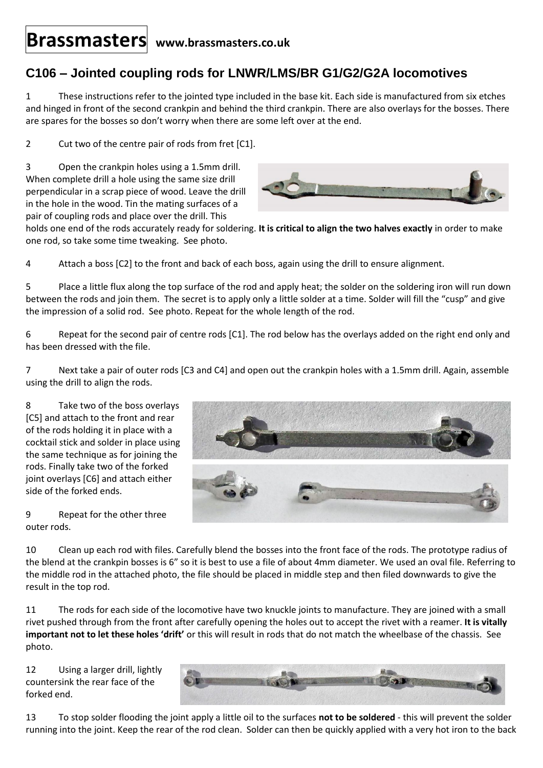# Brassmasters www.brassmasters.co.uk

## C106 – Jointed coupling rods for LNWR/LMS/BR G1/G2/G2A locomotives

1 These instructions refer to the jointed type included in the base kit. Each side is manufactured from six etches and hinged in front of the second crankpin and behind the third crankpin. There are also overlays for the bosses. There are spares for the bosses so don't worry when there are some left over at the end.

2 Cut two of the centre pair of rods from fret [C1].

3 Open the crankpin holes using a 1.5mm drill. When complete drill a hole using the same size drill perpendicular in a scrap piece of wood. Leave the drill in the hole in the wood. Tin the mating surfaces of a pair of coupling rods and place over the drill. This holds one end of the rods accurately ready for soldering. **It is critical to align the two halves exactly** in order to make one rod, so take some time tweaking. See photo.

4 Attach a boss [C2] to the front and back of each boss, again using the drill to ensure alignment.

5 Place a little flux along the top surface of the rod and apply heat; the solder on the soldering iron will run down between the rods and join them. The secret is to apply only a little solder at a time. Solder will fill the "cusp" and give the impression of a solid rod. See photo. Repeat for the whole length of the rod.

6 Repeat for the second pair of centre rods [C1]. The rod below has the overlays added on the right end only and has been dressed with the file.

7 Next take a pair of outer rods [C3 and C4] and open out the crankpin holes with a 1.5mm drill. Again, assemble using the drill to align the rods.

8 Take two of the boss overlays [C5] and attach to the front and rear of the rods holding it in place with a cocktail stick and solder in place using the same technique as for joining the rods. Finally take two of the forked joint overlays [C6] and attach either side of the forked ends.

9 Repeat for the other three outer rods.

10 Clean up each rod with files. Carefully blend the bosses into the front face of the rods. The prototype radius of the blend at the crankpin bosses is 6" so it is best to use a file of about 4mm diameter. We used an oval file. Referring to the middle rod in the attached photo, the file should be placed in middle step and then filed downwards to give the result in the top rod.

11 The rods for each side of the locomotive have two knuckle joints to manufacture. They are joined with a small rivet pushed through from the front after carefully opening the holes out to accept the rivet with a reamer. **It is vitally important not to let these holes 'drift'** or this will result in rods that do not match the wheelbase of the chassis. See photo.

12 Using a larger drill, lightly countersink the rear face of the forked end.

13 To stop solder flooding the joint apply a little oil to the surfaces **not to be soldered** - this will prevent the solder running into the joint. Keep the rear of the rod clean. Solder can then be quickly applied with a very hot iron to the back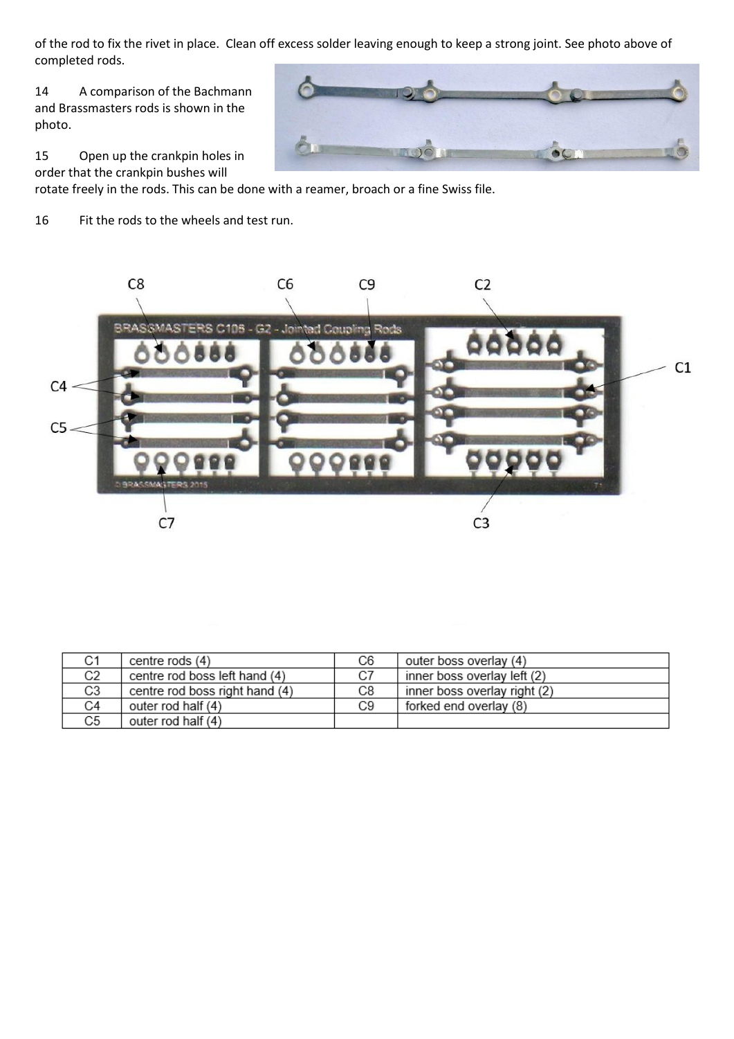of the rod to fix the rivet in place. Clean off excess solder leaving enough to keep a strong joint. See photo above of completed rods.

14 A comparison of the Bachmann and Brassmasters rods is shown in the photo.

15 Open up the crankpin holes in order that the crankpin bushes will rotate freely in the rods. This can be done with a reamer, broach or a fine Swiss file.

16 Fit the rods to the wheels and test run.

C8 C6 C9 C2

BRASSMASTERS C105 - G2 - Jointed Coupling Rods

C4 C5 C1

© BRASSMASTERS 2015

C7 C3

| | | | |
|---|---|---|---|
| C1 | centre rods (4) | C6 | outer boss overlay (4) |
| C2 | centre rod boss left hand (4) | C7 | inner boss overlay left (2) |
| C3 | centre rod boss right hand (4) | C8 | inner boss overlay right (2) |
| C4 | outer rod half (4) | C9 | forked end overlay (8) |
| C5 | outer rod half (4) | | |